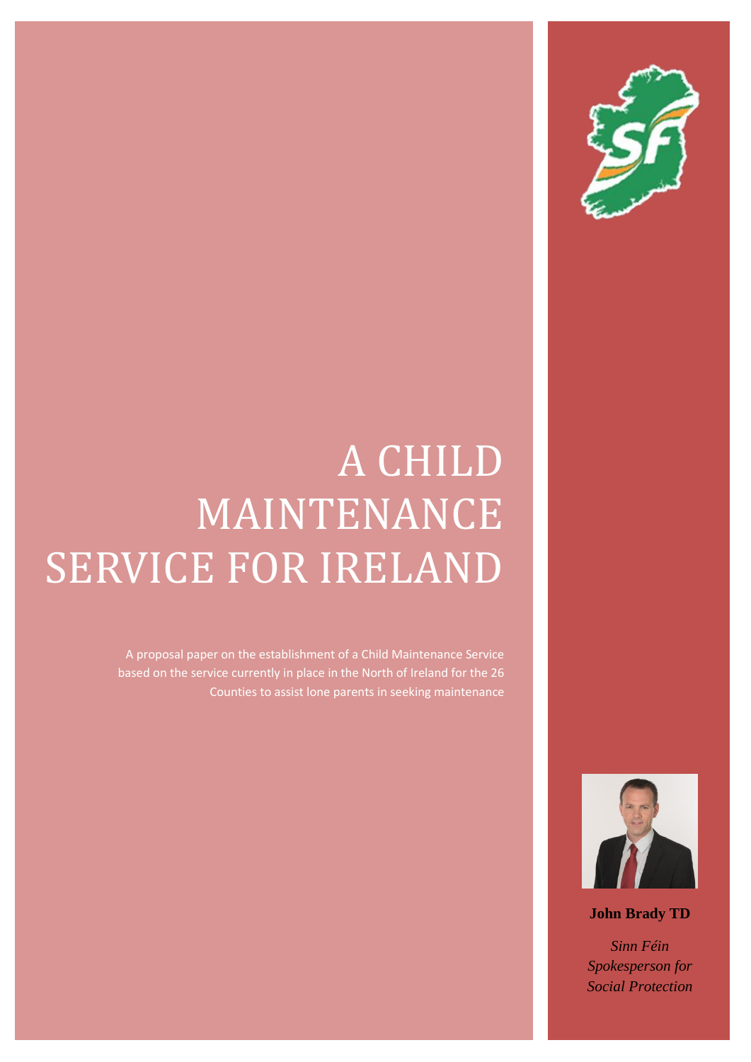# A CHILD MAINTENANCE SERVICE FOR IRELAND

A proposal paper on the establishment of a Child Maintenance Service based on the service currently in place in the North of Ireland for the 26 Counties to assist lone parents in seeking maintenance

**John Brady TD**

*Sinn Féin Spokesperson for Social Protection*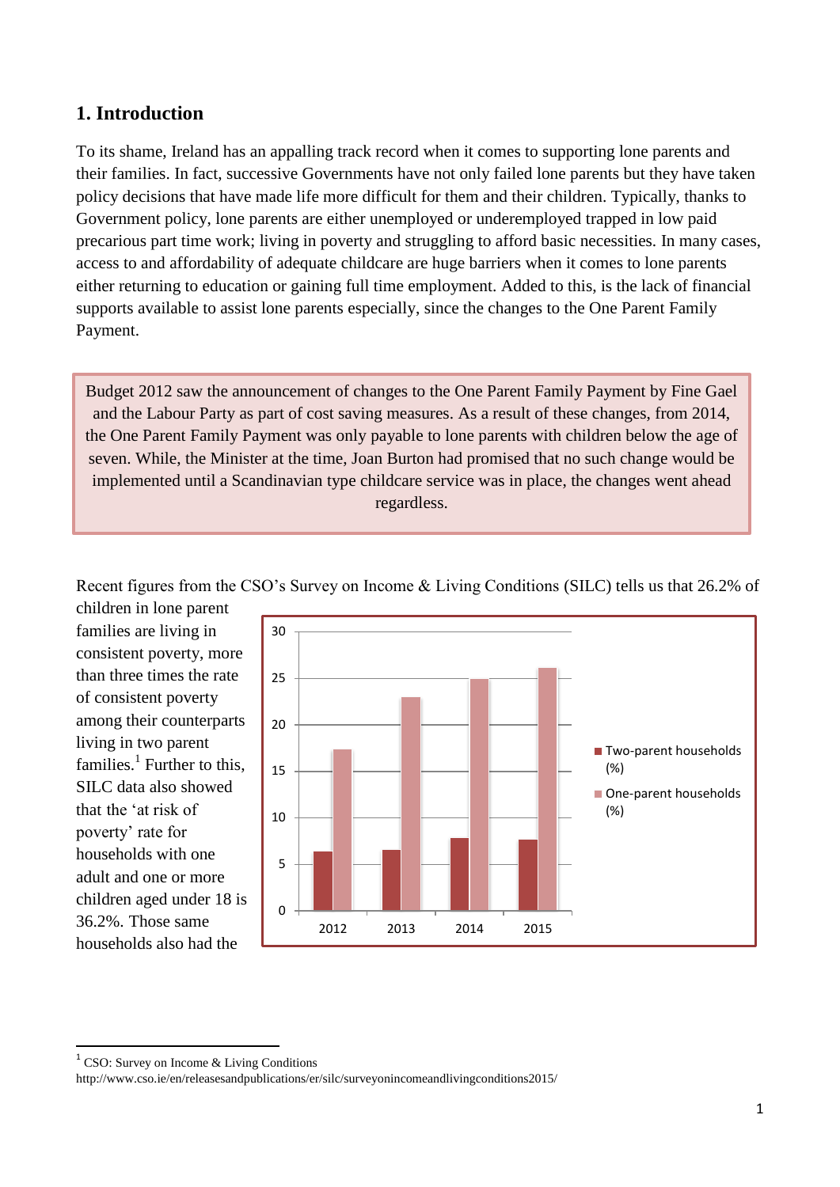## 1. Introduction

To its shame, Ireland has an appalling track record when it comes to supporting lone parents and their families. In fact, successive Governments have not only failed lone parents but they have taken policy decisions that have made life more difficult for them and their children. Typically, thanks to Government policy, lone parents are either unemployed or underemployed trapped in low paid precarious part time work; living in poverty and struggling to afford basic necessities. In many cases, access to and affordability of adequate childcare are huge barriers when it comes to lone parents either returning to education or gaining full time employment. Added to this, is the lack of financial supports available to assist lone parents especially, since the changes to the One Parent Family Payment.

> Budget 2012 saw the announcement of changes to the One Parent Family Payment by Fine Gael and the Labour Party as part of cost saving measures. As a result of these changes, from 2014, the One Parent Family Payment was only payable to lone parents with children below the age of seven. While, the Minister at the time, Joan Burton had promised that no such change would be implemented until a Scandinavian type childcare service was in place, the changes went ahead regardless.

Recent figures from the CSO's Survey on Income & Living Conditions (SILC) tells us that 26.2% of children in lone parent families are living in consistent poverty, more than three times the rate of consistent poverty among their counterparts living in two parent families.[1] Further to this, SILC data also showed that the 'at risk of poverty' rate for households with one adult and one or more children aged under 18 is 36.2%. Those same households also had the

[1] CSO: Survey on Income & Living Conditions http://www.cso.ie/en/releasesandpublications/er/silc/surveyonincomeandlivingconditions2015/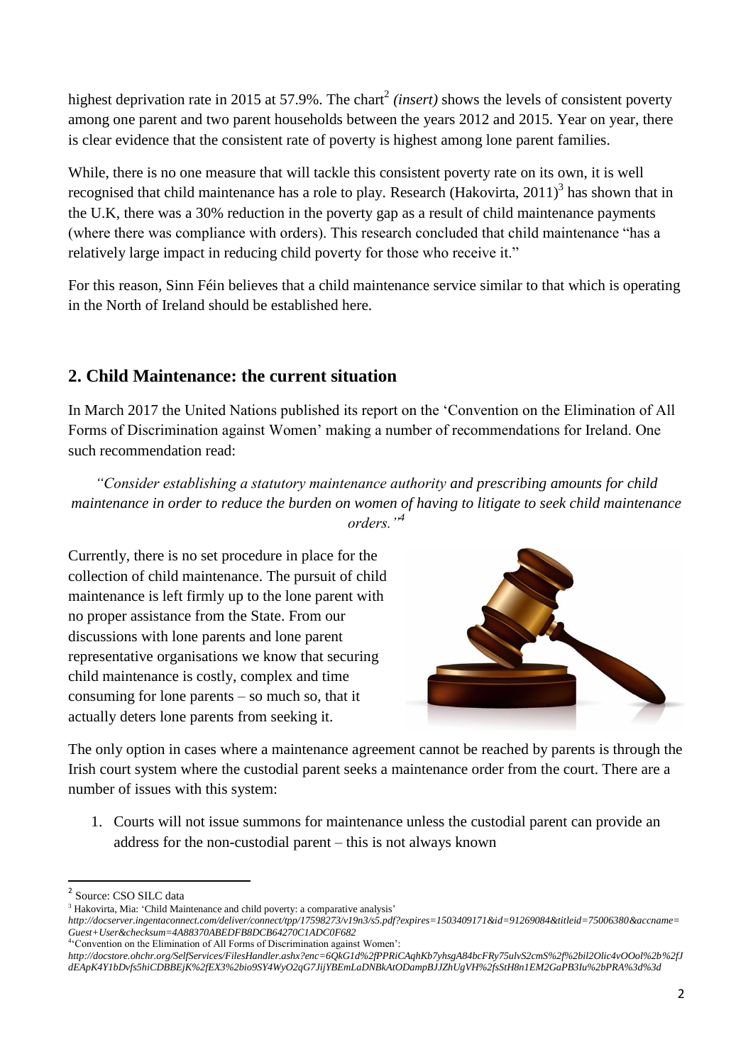highest deprivation rate in 2015 at 57.9%. The chart[2] *(insert)* shows the levels of consistent poverty among one parent and two parent households between the years 2012 and 2015. Year on year, there is clear evidence that the consistent rate of poverty is highest among lone parent families.

While, there is no one measure that will tackle this consistent poverty rate on its own, it is well recognised that child maintenance has a role to play. Research (Hakovirta, 2011)[3] has shown that in the U.K, there was a 30% reduction in the poverty gap as a result of child maintenance payments (where there was compliance with orders). This research concluded that child maintenance "has a relatively large impact in reducing child poverty for those who receive it."

For this reason, Sinn Féin believes that a child maintenance service similar to that which is operating in the North of Ireland should be established here.

## 2. Child Maintenance: the current situation

In March 2017 the United Nations published its report on the 'Convention on the Elimination of All Forms of Discrimination against Women' making a number of recommendations for Ireland. One such recommendation read:

> *"Consider establishing a statutory maintenance authority and prescribing amounts for child maintenance in order to reduce the burden on women of having to litigate to seek child maintenance orders."*[4]

Currently, there is no set procedure in place for the collection of child maintenance. The pursuit of child maintenance is left firmly up to the lone parent with no proper assistance from the State. From our discussions with lone parents and lone parent representative organisations we know that securing child maintenance is costly, complex and time consuming for lone parents – so much so, that it actually deters lone parents from seeking it.

The only option in cases where a maintenance agreement cannot be reached by parents is through the Irish court system where the custodial parent seeks a maintenance order from the court. There are a number of issues with this system:

1. Courts will not issue summons for maintenance unless the custodial parent can provide an address for the non-custodial parent – this is not always known

---

[2] Source: CSO SILC data

[3] Hakovirta, Mia: 'Child Maintenance and child poverty: a comparative analysis'
*http://docserver.ingentaconnect.com/deliver/connect/tpp/17598273/v19n3/s5.pdf?expires=1503409171&id=91269084&titleid=75006380&accname=Guest+User&checksum=4A88370ABEDFB8DCB64270C1ADC0F682*

[4] 'Convention on the Elimination of All Forms of Discrimination against Women':
*http://docstore.ohchr.org/SelfServices/FilesHandler.ashx?enc=6QkG1d%2fPPRiCAqhKb7yhsgA84bcFRy75ulvS2cmS%2f%2bil2Olic4vOOol%2b%2fJdEApK4Y1bDvfs5hiCDBBEjK%2fEX3%2bio9SY4WyO2qG7JijYBEmLaDNBkAtODampBJJZhUgVH%2fsStH8n1EM2GaPB3Iu%2bPRA%3d%3d*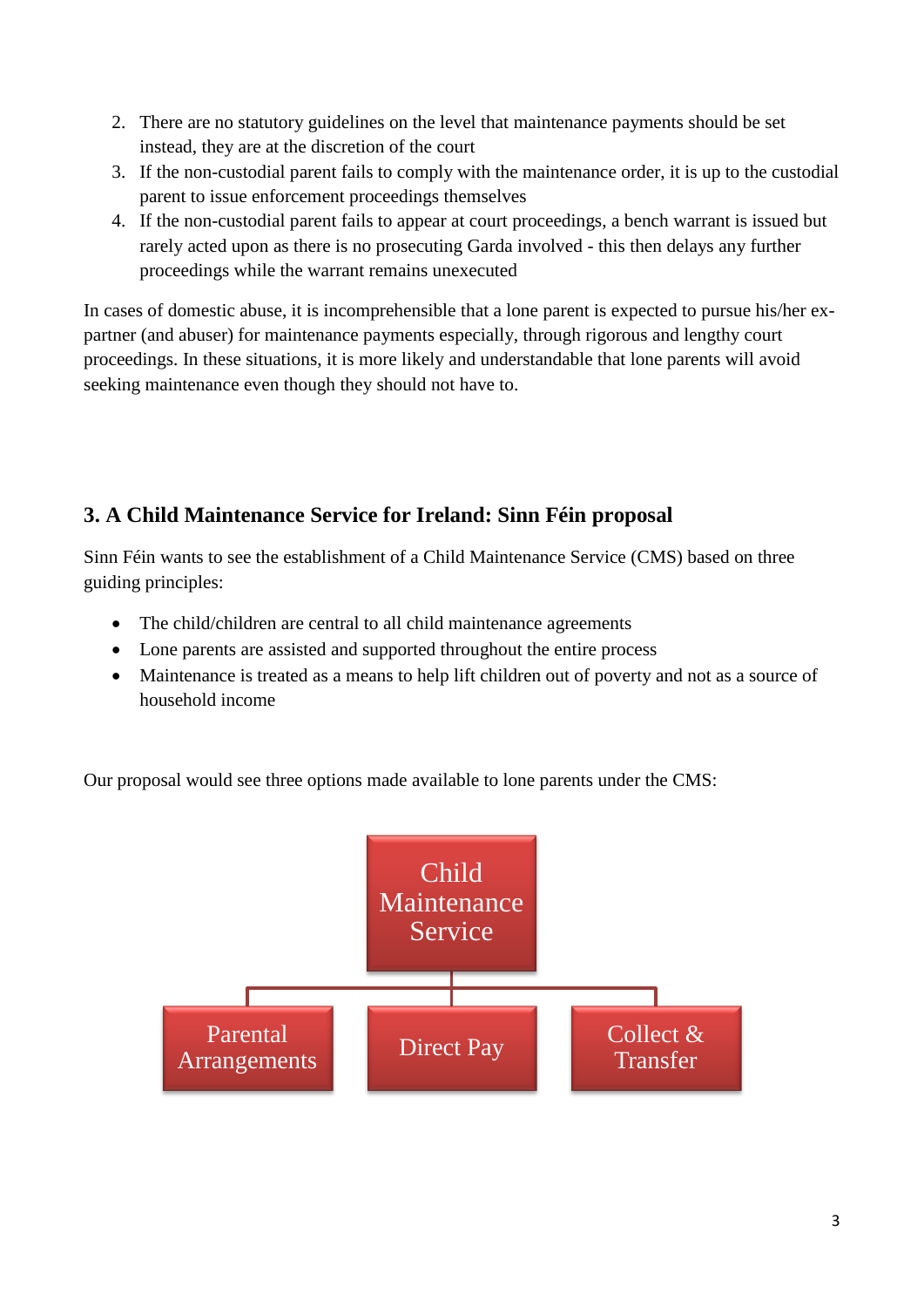2. There are no statutory guidelines on the level that maintenance payments should be set instead, they are at the discretion of the court
3. If the non-custodial parent fails to comply with the maintenance order, it is up to the custodial parent to issue enforcement proceedings themselves
4. If the non-custodial parent fails to appear at court proceedings, a bench warrant is issued but rarely acted upon as there is no prosecuting Garda involved - this then delays any further proceedings while the warrant remains unexecuted

In cases of domestic abuse, it is incomprehensible that a lone parent is expected to pursue his/her ex-partner (and abuser) for maintenance payments especially, through rigorous and lengthy court proceedings. In these situations, it is more likely and understandable that lone parents will avoid seeking maintenance even though they should not have to.

## 3. A Child Maintenance Service for Ireland: Sinn Féin proposal

Sinn Féin wants to see the establishment of a Child Maintenance Service (CMS) based on three guiding principles:

- The child/children are central to all child maintenance agreements
- Lone parents are assisted and supported throughout the entire process
- Maintenance is treated as a means to help lift children out of poverty and not as a source of household income

Our proposal would see three options made available to lone parents under the CMS:

Child Maintenance Service

- Parental Arrangements
- Direct Pay
- Collect & Transfer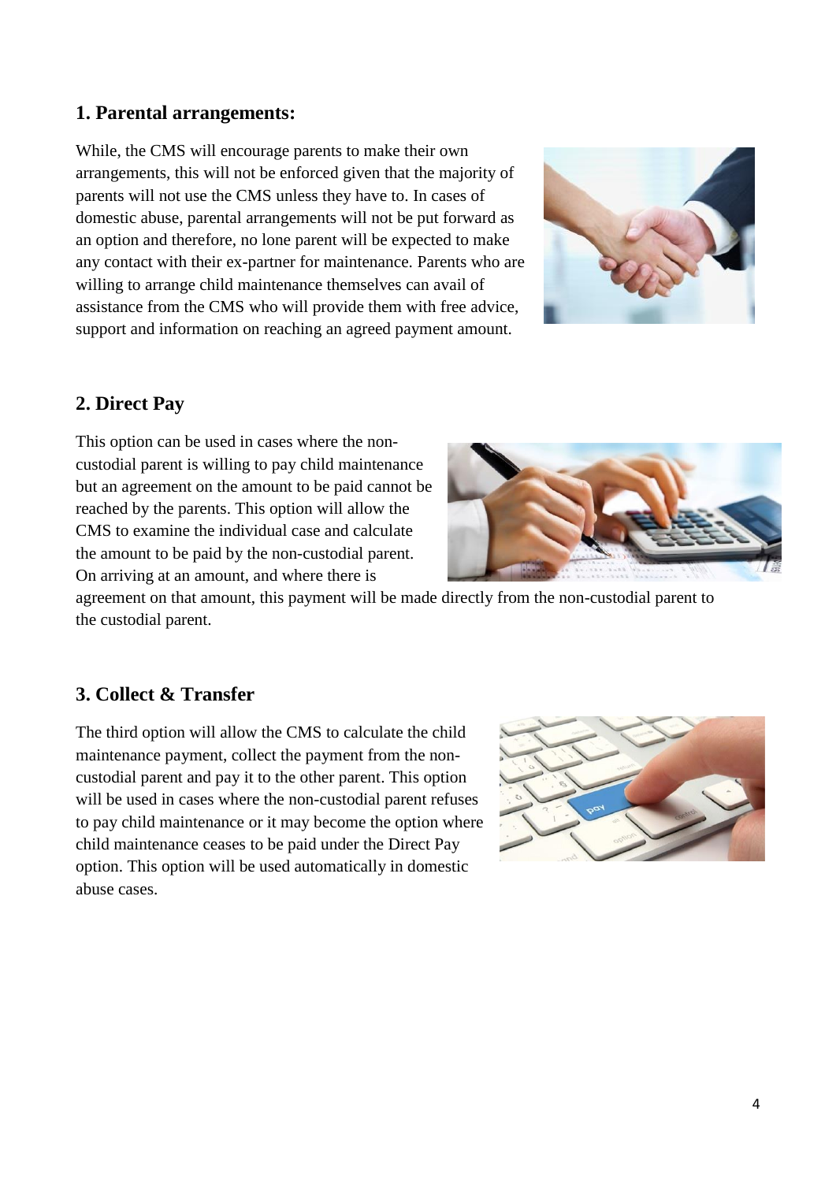## 1. Parental arrangements:

While, the CMS will encourage parents to make their own arrangements, this will not be enforced given that the majority of parents will not use the CMS unless they have to. In cases of domestic abuse, parental arrangements will not be put forward as an option and therefore, no lone parent will be expected to make any contact with their ex-partner for maintenance. Parents who are willing to arrange child maintenance themselves can avail of assistance from the CMS who will provide them with free advice, support and information on reaching an agreed payment amount.

## 2. Direct Pay

This option can be used in cases where the non-custodial parent is willing to pay child maintenance but an agreement on the amount to be paid cannot be reached by the parents. This option will allow the CMS to examine the individual case and calculate the amount to be paid by the non-custodial parent. On arriving at an amount, and where there is agreement on that amount, this payment will be made directly from the non-custodial parent to the custodial parent.

## 3. Collect & Transfer

The third option will allow the CMS to calculate the child maintenance payment, collect the payment from the non-custodial parent and pay it to the other parent. This option will be used in cases where the non-custodial parent refuses to pay child maintenance or it may become the option where child maintenance ceases to be paid under the Direct Pay option. This option will be used automatically in domestic abuse cases.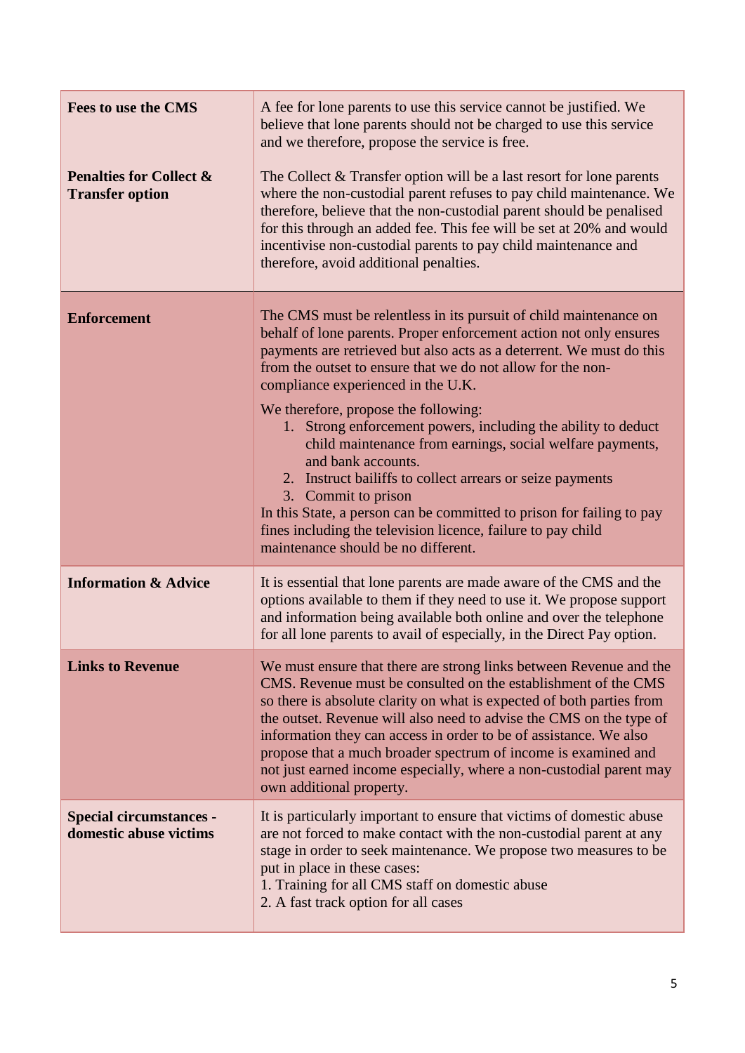| | |
|---|---|
| **Fees to use the CMS** | A fee for lone parents to use this service cannot be justified. We believe that lone parents should not be charged to use this service and we therefore, propose the service is free. |
| **Penalties for Collect & Transfer option** | The Collect & Transfer option will be a last resort for lone parents where the non-custodial parent refuses to pay child maintenance. We therefore, believe that the non-custodial parent should be penalised for this through an added fee. This fee will be set at 20% and would incentivise non-custodial parents to pay child maintenance and therefore, avoid additional penalties. |
| **Enforcement** | The CMS must be relentless in its pursuit of child maintenance on behalf of lone parents. Proper enforcement action not only ensures payments are retrieved but also acts as a deterrent. We must do this from the outset to ensure that we do not allow for the non-compliance experienced in the U.K.<br><br>We therefore, propose the following:<br>1. Strong enforcement powers, including the ability to deduct child maintenance from earnings, social welfare payments, and bank accounts.<br>2. Instruct bailiffs to collect arrears or seize payments<br>3. Commit to prison<br>In this State, a person can be committed to prison for failing to pay fines including the television licence, failure to pay child maintenance should be no different. |
| **Information & Advice** | It is essential that lone parents are made aware of the CMS and the options available to them if they need to use it. We propose support and information being available both online and over the telephone for all lone parents to avail of especially, in the Direct Pay option. |
| **Links to Revenue** | We must ensure that there are strong links between Revenue and the CMS. Revenue must be consulted on the establishment of the CMS so there is absolute clarity on what is expected of both parties from the outset. Revenue will also need to advise the CMS on the type of information they can access in order to be of assistance. We also propose that a much broader spectrum of income is examined and not just earned income especially, where a non-custodial parent may own additional property. |
| **Special circumstances - domestic abuse victims** | It is particularly important to ensure that victims of domestic abuse are not forced to make contact with the non-custodial parent at any stage in order to seek maintenance. We propose two measures to be put in place in these cases:<br>1. Training for all CMS staff on domestic abuse<br>2. A fast track option for all cases |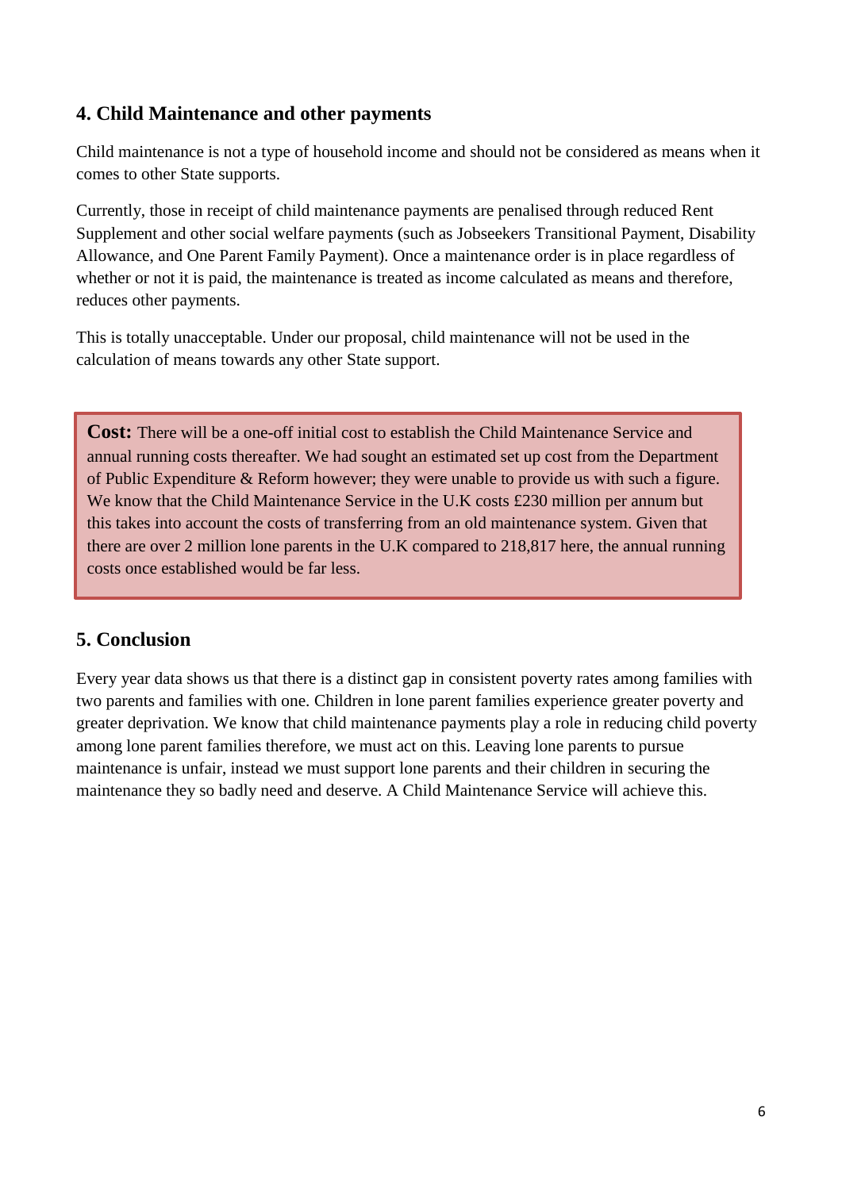## 4. Child Maintenance and other payments

Child maintenance is not a type of household income and should not be considered as means when it comes to other State supports.

Currently, those in receipt of child maintenance payments are penalised through reduced Rent Supplement and other social welfare payments (such as Jobseekers Transitional Payment, Disability Allowance, and One Parent Family Payment). Once a maintenance order is in place regardless of whether or not it is paid, the maintenance is treated as income calculated as means and therefore, reduces other payments.

This is totally unacceptable. Under our proposal, child maintenance will not be used in the calculation of means towards any other State support.

**Cost:** There will be a one-off initial cost to establish the Child Maintenance Service and annual running costs thereafter. We had sought an estimated set up cost from the Department of Public Expenditure & Reform however; they were unable to provide us with such a figure. We know that the Child Maintenance Service in the U.K costs £230 million per annum but this takes into account the costs of transferring from an old maintenance system. Given that there are over 2 million lone parents in the U.K compared to 218,817 here, the annual running costs once established would be far less.

## 5. Conclusion

Every year data shows us that there is a distinct gap in consistent poverty rates among families with two parents and families with one. Children in lone parent families experience greater poverty and greater deprivation. We know that child maintenance payments play a role in reducing child poverty among lone parent families therefore, we must act on this. Leaving lone parents to pursue maintenance is unfair, instead we must support lone parents and their children in securing the maintenance they so badly need and deserve. A Child Maintenance Service will achieve this.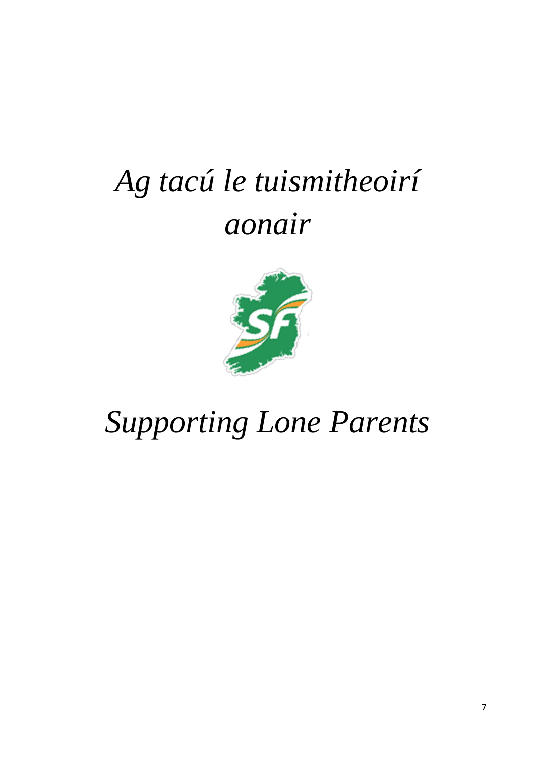# *Ag tacú le tuismitheoirí aonair*

# *Supporting Lone Parents*